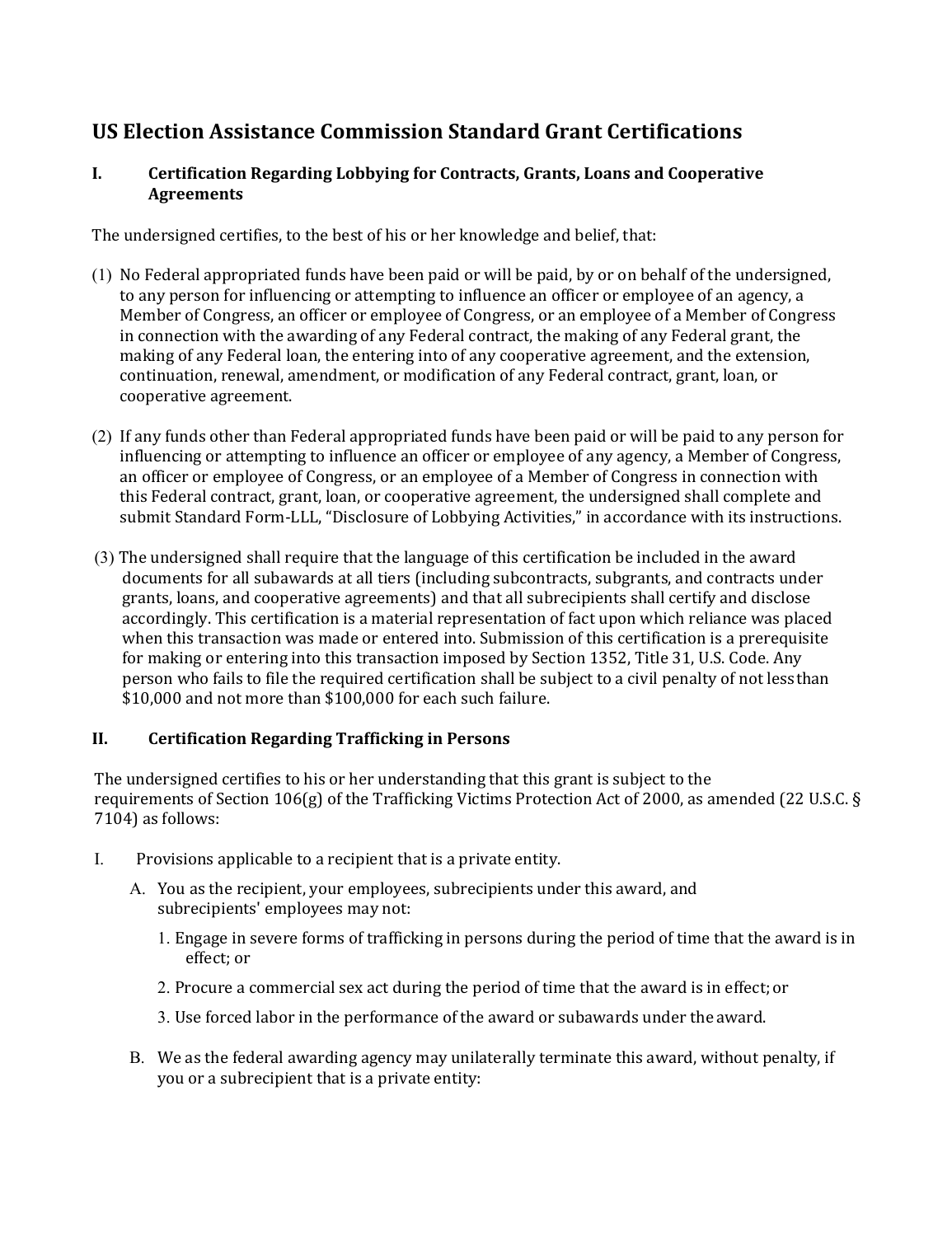# US Election Assistance Commission Standard Grant Certifications

## I. Certification Regarding Lobbying for Contracts, Grants, Loans and Cooperative Agreements

The undersigned certifies, to the best of his or her knowledge and belief, that:

(1) No Federal appropriated funds have been paid or will be paid, by or on behalf of the undersigned, to any person for influencing or attempting to influence an officer or employee of an agency, a Member of Congress, an officer or employee of Congress, or an employee of a Member of Congress in connection with the awarding of any Federal contract, the making of any Federal grant, the making of any Federal loan, the entering into of any cooperative agreement, and the extension, continuation, renewal, amendment, or modification of any Federal contract, grant, loan, or cooperative agreement.

(2) If any funds other than Federal appropriated funds have been paid or will be paid to any person for influencing or attempting to influence an officer or employee of any agency, a Member of Congress, an officer or employee of Congress, or an employee of a Member of Congress in connection with this Federal contract, grant, loan, or cooperative agreement, the undersigned shall complete and submit Standard Form-LLL, "Disclosure of Lobbying Activities," in accordance with its instructions.

(3) The undersigned shall require that the language of this certification be included in the award documents for all subawards at all tiers (including subcontracts, subgrants, and contracts under grants, loans, and cooperative agreements) and that all subrecipients shall certify and disclose accordingly. This certification is a material representation of fact upon which reliance was placed when this transaction was made or entered into. Submission of this certification is a prerequisite for making or entering into this transaction imposed by Section 1352, Title 31, U.S. Code. Any person who fails to file the required certification shall be subject to a civil penalty of not less than $10,000 and not more than $100,000 for each such failure.

## II. Certification Regarding Trafficking in Persons

The undersigned certifies to his or her understanding that this grant is subject to the requirements of Section 106(g) of the Trafficking Victims Protection Act of 2000, as amended (22 U.S.C. § 7104) as follows:

I. Provisions applicable to a recipient that is a private entity.

A. You as the recipient, your employees, subrecipients under this award, and subrecipients' employees may not:

1. Engage in severe forms of trafficking in persons during the period of time that the award is in effect; or
2. Procure a commercial sex act during the period of time that the award is in effect; or
3. Use forced labor in the performance of the award or subawards under the award.

B. We as the federal awarding agency may unilaterally terminate this award, without penalty, if you or a subrecipient that is a private entity: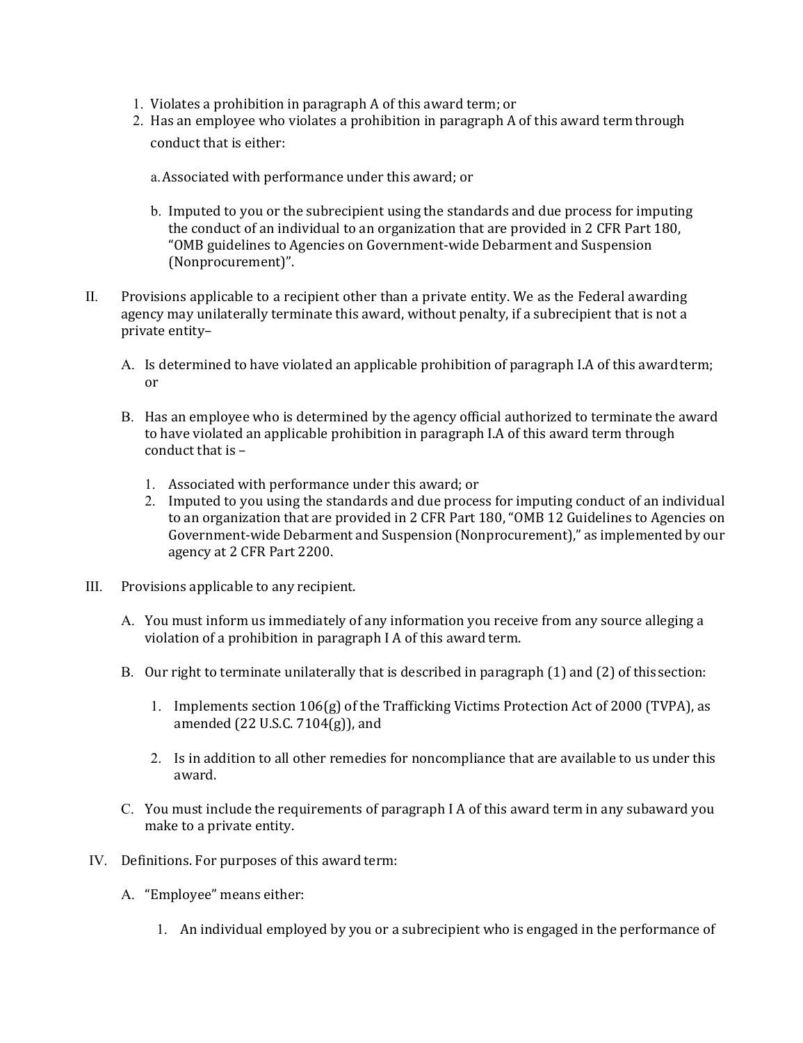1. Violates a prohibition in paragraph A of this award term; or
2. Has an employee who violates a prohibition in paragraph A of this award term through conduct that is either:

   a. Associated with performance under this award; or

   b. Imputed to you or the subrecipient using the standards and due process for imputing the conduct of an individual to an organization that are provided in 2 CFR Part 180, "OMB guidelines to Agencies on Government-wide Debarment and Suspension (Nonprocurement)".

II. Provisions applicable to a recipient other than a private entity. We as the Federal awarding agency may unilaterally terminate this award, without penalty, if a subrecipient that is not a private entity–

   A. Is determined to have violated an applicable prohibition of paragraph I.A of this award term; or

   B. Has an employee who is determined by the agency official authorized to terminate the award to have violated an applicable prohibition in paragraph I.A of this award term through conduct that is –

      1. Associated with performance under this award; or
      2. Imputed to you using the standards and due process for imputing conduct of an individual to an organization that are provided in 2 CFR Part 180, "OMB 12 Guidelines to Agencies on Government-wide Debarment and Suspension (Nonprocurement)," as implemented by our agency at 2 CFR Part 2200.

III. Provisions applicable to any recipient.

   A. You must inform us immediately of any information you receive from any source alleging a violation of a prohibition in paragraph I A of this award term.

   B. Our right to terminate unilaterally that is described in paragraph (1) and (2) of this section:

      1. Implements section 106(g) of the Trafficking Victims Protection Act of 2000 (TVPA), as amended (22 U.S.C. 7104(g)), and

      2. Is in addition to all other remedies for noncompliance that are available to us under this award.

   C. You must include the requirements of paragraph I A of this award term in any subaward you make to a private entity.

IV. Definitions. For purposes of this award term:

   A. "Employee" means either:

      1. An individual employed by you or a subrecipient who is engaged in the performance of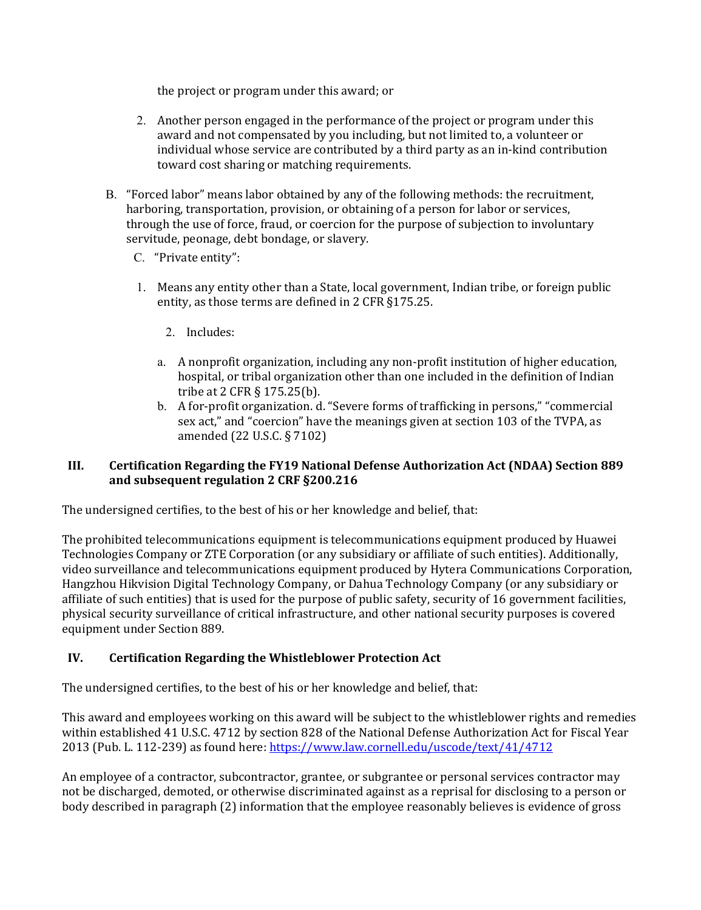the project or program under this award; or

2. Another person engaged in the performance of the project or program under this award and not compensated by you including, but not limited to, a volunteer or individual whose service are contributed by a third party as an in-kind contribution toward cost sharing or matching requirements.

B. "Forced labor" means labor obtained by any of the following methods: the recruitment, harboring, transportation, provision, or obtaining of a person for labor or services, through the use of force, fraud, or coercion for the purpose of subjection to involuntary servitude, peonage, debt bondage, or slavery.

C. "Private entity":

1. Means any entity other than a State, local government, Indian tribe, or foreign public entity, as those terms are defined in 2 CFR §175.25.

2. Includes:

a. A nonprofit organization, including any non-profit institution of higher education, hospital, or tribal organization other than one included in the definition of Indian tribe at 2 CFR § 175.25(b).
b. A for-profit organization. d. "Severe forms of trafficking in persons," "commercial sex act," and "coercion" have the meanings given at section 103 of the TVPA, as amended (22 U.S.C. § 7102)

## III. Certification Regarding the FY19 National Defense Authorization Act (NDAA) Section 889 and subsequent regulation 2 CRF §200.216

The undersigned certifies, to the best of his or her knowledge and belief, that:

The prohibited telecommunications equipment is telecommunications equipment produced by Huawei Technologies Company or ZTE Corporation (or any subsidiary or affiliate of such entities). Additionally, video surveillance and telecommunications equipment produced by Hytera Communications Corporation, Hangzhou Hikvision Digital Technology Company, or Dahua Technology Company (or any subsidiary or affiliate of such entities) that is used for the purpose of public safety, security of 16 government facilities, physical security surveillance of critical infrastructure, and other national security purposes is covered equipment under Section 889.

## IV. Certification Regarding the Whistleblower Protection Act

The undersigned certifies, to the best of his or her knowledge and belief, that:

This award and employees working on this award will be subject to the whistleblower rights and remedies within established 41 U.S.C. 4712 by section 828 of the National Defense Authorization Act for Fiscal Year 2013 (Pub. L. 112-239) as found here: https://www.law.cornell.edu/uscode/text/41/4712

An employee of a contractor, subcontractor, grantee, or subgrantee or personal services contractor may not be discharged, demoted, or otherwise discriminated against as a reprisal for disclosing to a person or body described in paragraph (2) information that the employee reasonably believes is evidence of gross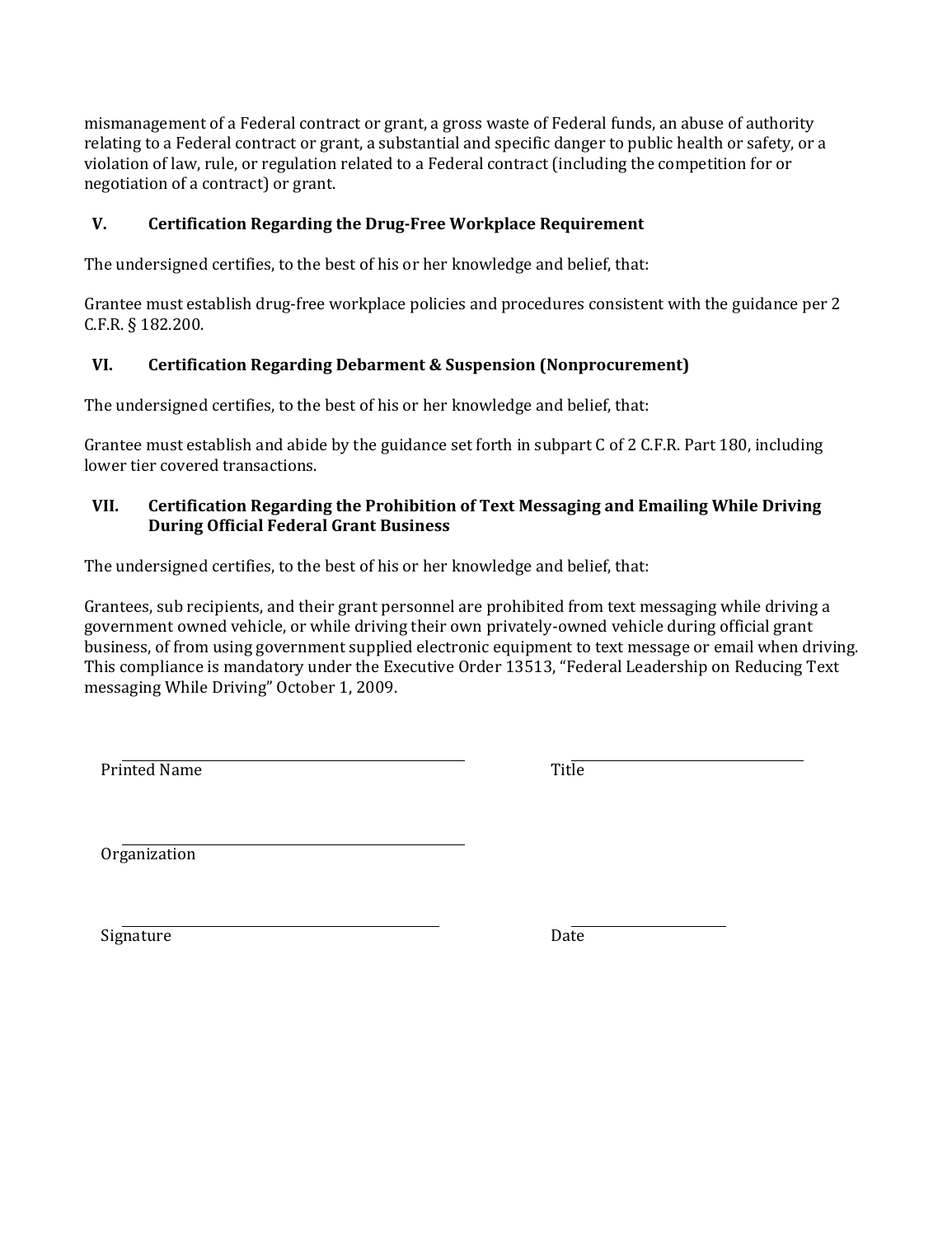mismanagement of a Federal contract or grant, a gross waste of Federal funds, an abuse of authority relating to a Federal contract or grant, a substantial and specific danger to public health or safety, or a violation of law, rule, or regulation related to a Federal contract (including the competition for or negotiation of a contract) or grant.

## V. Certification Regarding the Drug-Free Workplace Requirement

The undersigned certifies, to the best of his or her knowledge and belief, that:

Grantee must establish drug-free workplace policies and procedures consistent with the guidance per 2 C.F.R. § 182.200.

## VI. Certification Regarding Debarment & Suspension (Nonprocurement)

The undersigned certifies, to the best of his or her knowledge and belief, that:

Grantee must establish and abide by the guidance set forth in subpart C of 2 C.F.R. Part 180, including lower tier covered transactions.

## VII. Certification Regarding the Prohibition of Text Messaging and Emailing While Driving During Official Federal Grant Business

The undersigned certifies, to the best of his or her knowledge and belief, that:

Grantees, sub recipients, and their grant personnel are prohibited from text messaging while driving a government owned vehicle, or while driving their own privately-owned vehicle during official grant business, of from using government supplied electronic equipment to text message or email when driving. This compliance is mandatory under the Executive Order 13513, "Federal Leadership on Reducing Text messaging While Driving" October 1, 2009.

\_\_\_\_\_\_\_\_\_\_\_\_\_\_\_\_\_\_\_\_\_\_\_\_\_\_\_\_\_\_\_\_\_\_\_\_\_\_\_\_\_\_
Printed Name

\_\_\_\_\_\_\_\_\_\_\_\_\_\_\_\_\_\_\_\_\_\_\_\_\_\_\_\_\_\_
Title

\_\_\_\_\_\_\_\_\_\_\_\_\_\_\_\_\_\_\_\_\_\_\_\_\_\_\_\_\_\_\_\_\_\_\_\_\_\_\_\_\_\_
Organization

\_\_\_\_\_\_\_\_\_\_\_\_\_\_\_\_\_\_\_\_\_\_\_\_\_\_\_\_\_\_\_\_\_\_\_\_\_\_\_\_
Signature

\_\_\_\_\_\_\_\_\_\_\_\_\_\_\_\_\_\_\_\_
Date